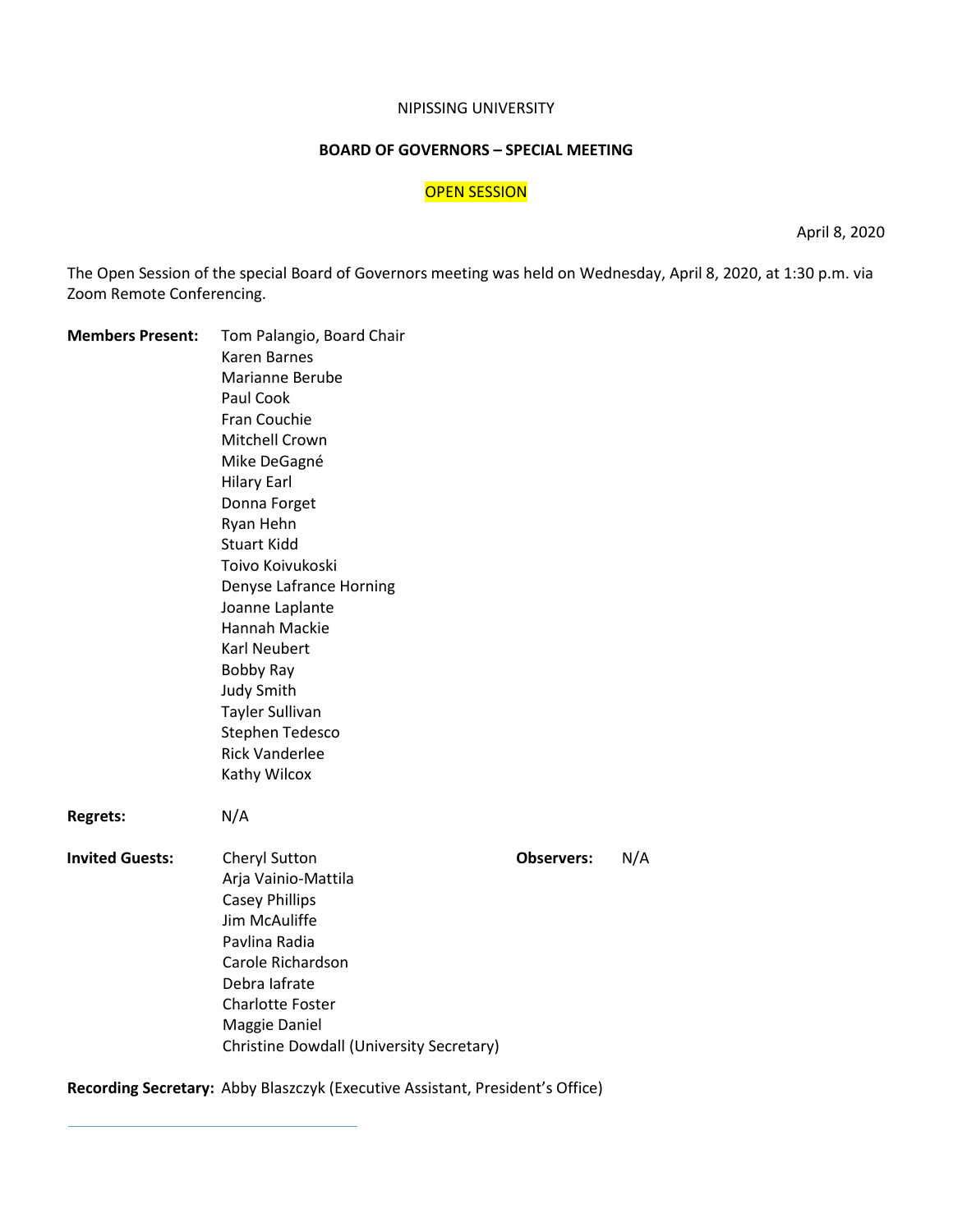NIPISSING UNIVERSITY

**BOARD OF GOVERNORS – SPECIAL MEETING**

OPEN SESSION

April 8, 2020

The Open Session of the special Board of Governors meeting was held on Wednesday, April 8, 2020, at 1:30 p.m. via Zoom Remote Conferencing.

**Members Present:**
Tom Palangio, Board Chair
Karen Barnes
Marianne Berube
Paul Cook
Fran Couchie
Mitchell Crown
Mike DeGagné
Hilary Earl
Donna Forget
Ryan Hehn
Stuart Kidd
Toivo Koivukoski
Denyse Lafrance Horning
Joanne Laplante
Hannah Mackie
Karl Neubert
Bobby Ray
Judy Smith
Tayler Sullivan
Stephen Tedesco
Rick Vanderlee
Kathy Wilcox

**Regrets:** N/A

**Invited Guests:**
Cheryl Sutton
Arja Vainio-Mattila
Casey Phillips
Jim McAuliffe
Pavlina Radia
Carole Richardson
Debra Iafrate
Charlotte Foster
Maggie Daniel
Christine Dowdall (University Secretary)

**Observers:** N/A

**Recording Secretary:** Abby Blaszczyk (Executive Assistant, President's Office)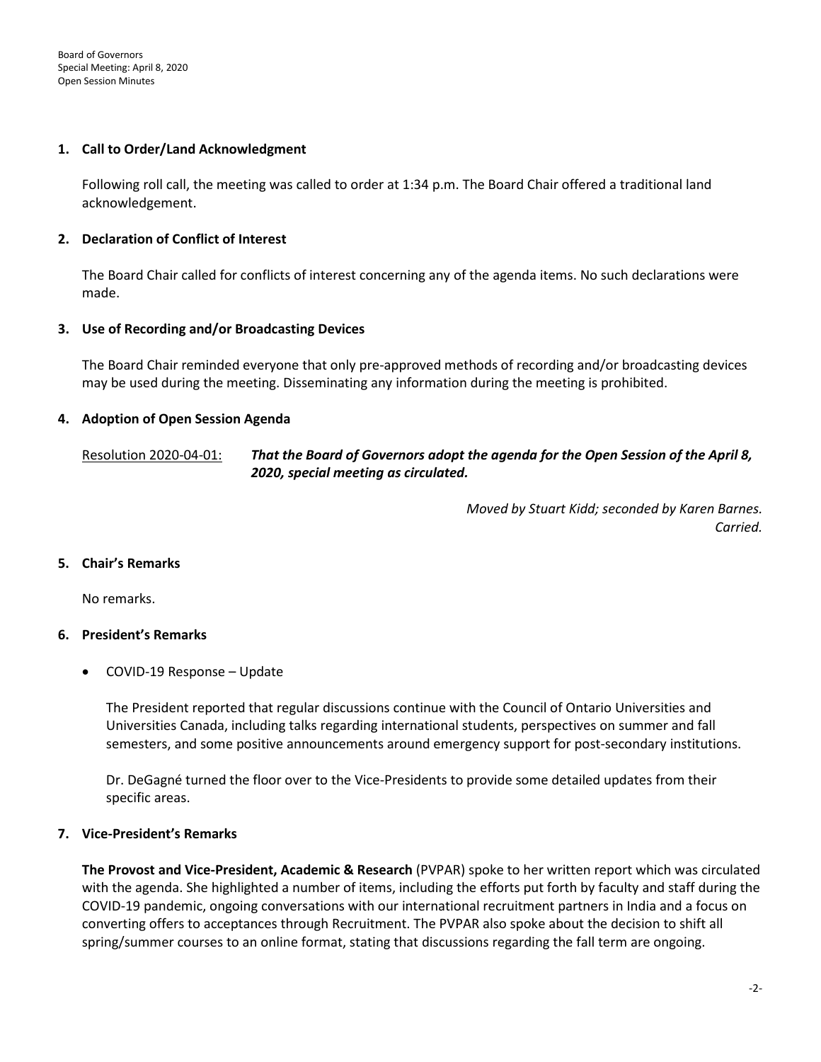## 1. Call to Order/Land Acknowledgment

Following roll call, the meeting was called to order at 1:34 p.m. The Board Chair offered a traditional land acknowledgement.

## 2. Declaration of Conflict of Interest

The Board Chair called for conflicts of interest concerning any of the agenda items. No such declarations were made.

## 3. Use of Recording and/or Broadcasting Devices

The Board Chair reminded everyone that only pre-approved methods of recording and/or broadcasting devices may be used during the meeting. Disseminating any information during the meeting is prohibited.

## 4. Adoption of Open Session Agenda

Resolution 2020-04-01: ***That the Board of Governors adopt the agenda for the Open Session of the April 8, 2020, special meeting as circulated.***

*Moved by Stuart Kidd; seconded by Karen Barnes.*
*Carried.*

## 5. Chair's Remarks

No remarks.

## 6. President's Remarks

- COVID-19 Response – Update

  The President reported that regular discussions continue with the Council of Ontario Universities and Universities Canada, including talks regarding international students, perspectives on summer and fall semesters, and some positive announcements around emergency support for post-secondary institutions.

  Dr. DeGagné turned the floor over to the Vice-Presidents to provide some detailed updates from their specific areas.

## 7. Vice-President's Remarks

**The Provost and Vice-President, Academic & Research** (PVPAR) spoke to her written report which was circulated with the agenda. She highlighted a number of items, including the efforts put forth by faculty and staff during the COVID-19 pandemic, ongoing conversations with our international recruitment partners in India and a focus on converting offers to acceptances through Recruitment. The PVPAR also spoke about the decision to shift all spring/summer courses to an online format, stating that discussions regarding the fall term are ongoing.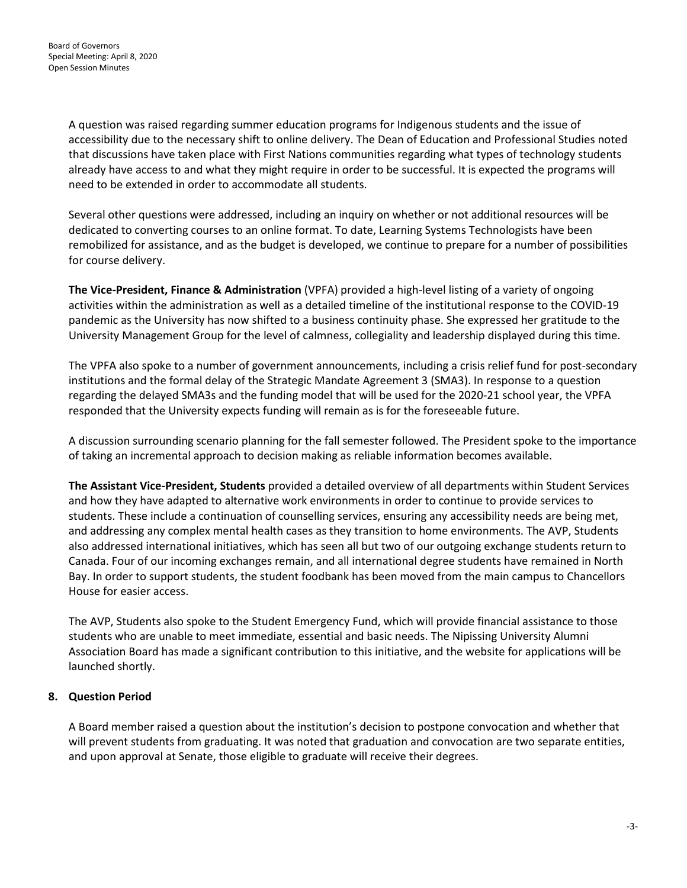A question was raised regarding summer education programs for Indigenous students and the issue of accessibility due to the necessary shift to online delivery. The Dean of Education and Professional Studies noted that discussions have taken place with First Nations communities regarding what types of technology students already have access to and what they might require in order to be successful. It is expected the programs will need to be extended in order to accommodate all students.

Several other questions were addressed, including an inquiry on whether or not additional resources will be dedicated to converting courses to an online format. To date, Learning Systems Technologists have been remobilized for assistance, and as the budget is developed, we continue to prepare for a number of possibilities for course delivery.

**The Vice-President, Finance & Administration** (VPFA) provided a high-level listing of a variety of ongoing activities within the administration as well as a detailed timeline of the institutional response to the COVID-19 pandemic as the University has now shifted to a business continuity phase. She expressed her gratitude to the University Management Group for the level of calmness, collegiality and leadership displayed during this time.

The VPFA also spoke to a number of government announcements, including a crisis relief fund for post-secondary institutions and the formal delay of the Strategic Mandate Agreement 3 (SMA3). In response to a question regarding the delayed SMA3s and the funding model that will be used for the 2020-21 school year, the VPFA responded that the University expects funding will remain as is for the foreseeable future.

A discussion surrounding scenario planning for the fall semester followed. The President spoke to the importance of taking an incremental approach to decision making as reliable information becomes available.

**The Assistant Vice-President, Students** provided a detailed overview of all departments within Student Services and how they have adapted to alternative work environments in order to continue to provide services to students. These include a continuation of counselling services, ensuring any accessibility needs are being met, and addressing any complex mental health cases as they transition to home environments. The AVP, Students also addressed international initiatives, which has seen all but two of our outgoing exchange students return to Canada. Four of our incoming exchanges remain, and all international degree students have remained in North Bay. In order to support students, the student foodbank has been moved from the main campus to Chancellors House for easier access.

The AVP, Students also spoke to the Student Emergency Fund, which will provide financial assistance to those students who are unable to meet immediate, essential and basic needs. The Nipissing University Alumni Association Board has made a significant contribution to this initiative, and the website for applications will be launched shortly.

## 8. Question Period

A Board member raised a question about the institution's decision to postpone convocation and whether that will prevent students from graduating. It was noted that graduation and convocation are two separate entities, and upon approval at Senate, those eligible to graduate will receive their degrees.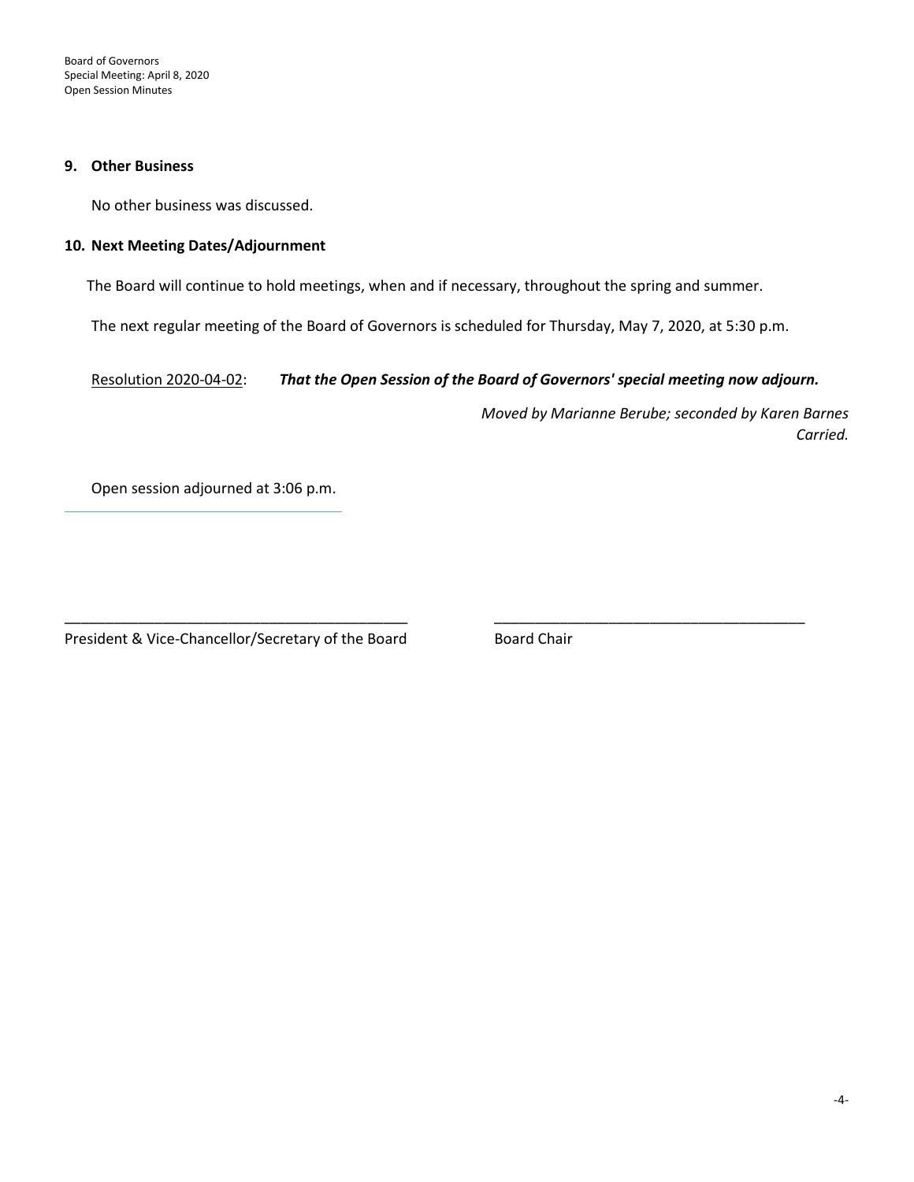## 9. Other Business

No other business was discussed.

## 10. Next Meeting Dates/Adjournment

The Board will continue to hold meetings, when and if necessary, throughout the spring and summer.

The next regular meeting of the Board of Governors is scheduled for Thursday, May 7, 2020, at 5:30 p.m.

Resolution 2020-04-02: ***That the Open Session of the Board of Governors' special meeting now adjourn.***

*Moved by Marianne Berube; seconded by Karen Barnes*
*Carried.*

Open session adjourned at 3:06 p.m.

___________________________________________
President & Vice-Chancellor/Secretary of the Board

_______________________________________
Board Chair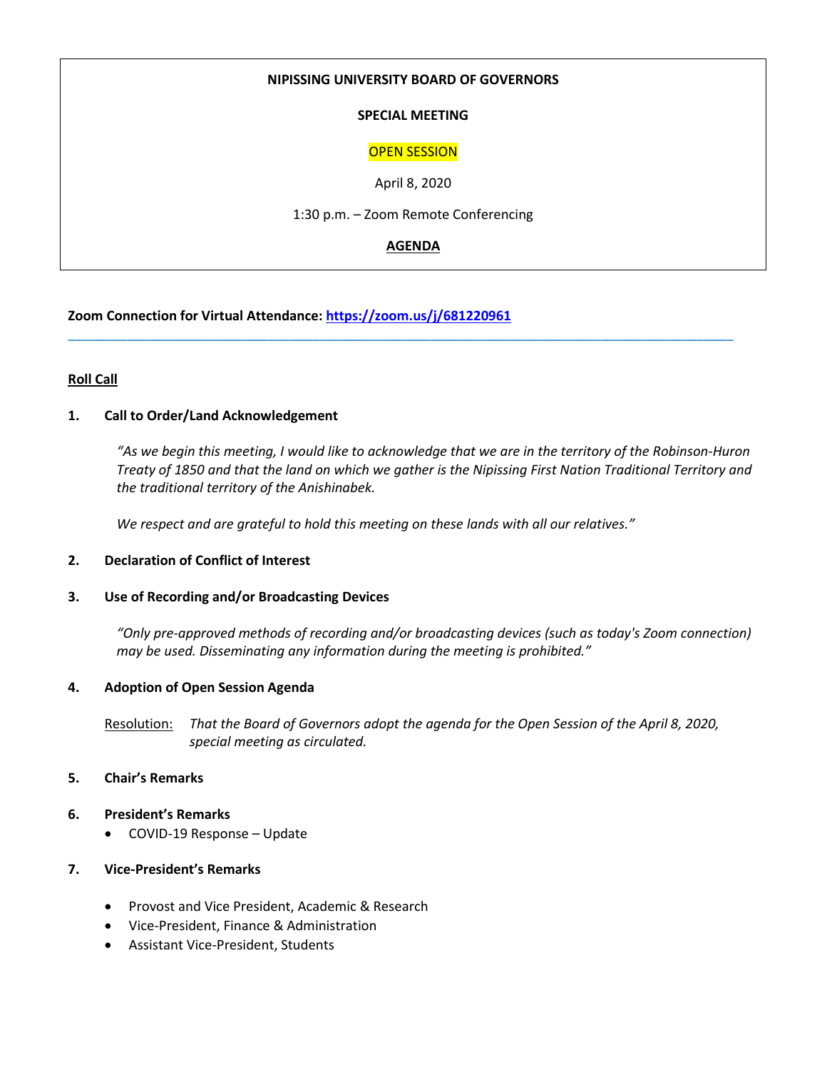**NIPISSING UNIVERSITY BOARD OF GOVERNORS**

**SPECIAL MEETING**

OPEN SESSION

April 8, 2020

1:30 p.m. – Zoom Remote Conferencing

**AGENDA**

**Zoom Connection for Virtual Attendance: [https://zoom.us/j/681220961](https://zoom.us/j/681220961)**

---

**Roll Call**

**1. Call to Order/Land Acknowledgement**

*"As we begin this meeting, I would like to acknowledge that we are in the territory of the Robinson-Huron Treaty of 1850 and that the land on which we gather is the Nipissing First Nation Traditional Territory and the traditional territory of the Anishinabek.*

*We respect and are grateful to hold this meeting on these lands with all our relatives."*

**2. Declaration of Conflict of Interest**

**3. Use of Recording and/or Broadcasting Devices**

*"Only pre-approved methods of recording and/or broadcasting devices (such as today's Zoom connection) may be used. Disseminating any information during the meeting is prohibited."*

**4. Adoption of Open Session Agenda**

Resolution: *That the Board of Governors adopt the agenda for the Open Session of the April 8, 2020, special meeting as circulated.*

**5. Chair's Remarks**

**6. President's Remarks**

- COVID-19 Response – Update

**7. Vice-President's Remarks**

- Provost and Vice President, Academic & Research
- Vice-President, Finance & Administration
- Assistant Vice-President, Students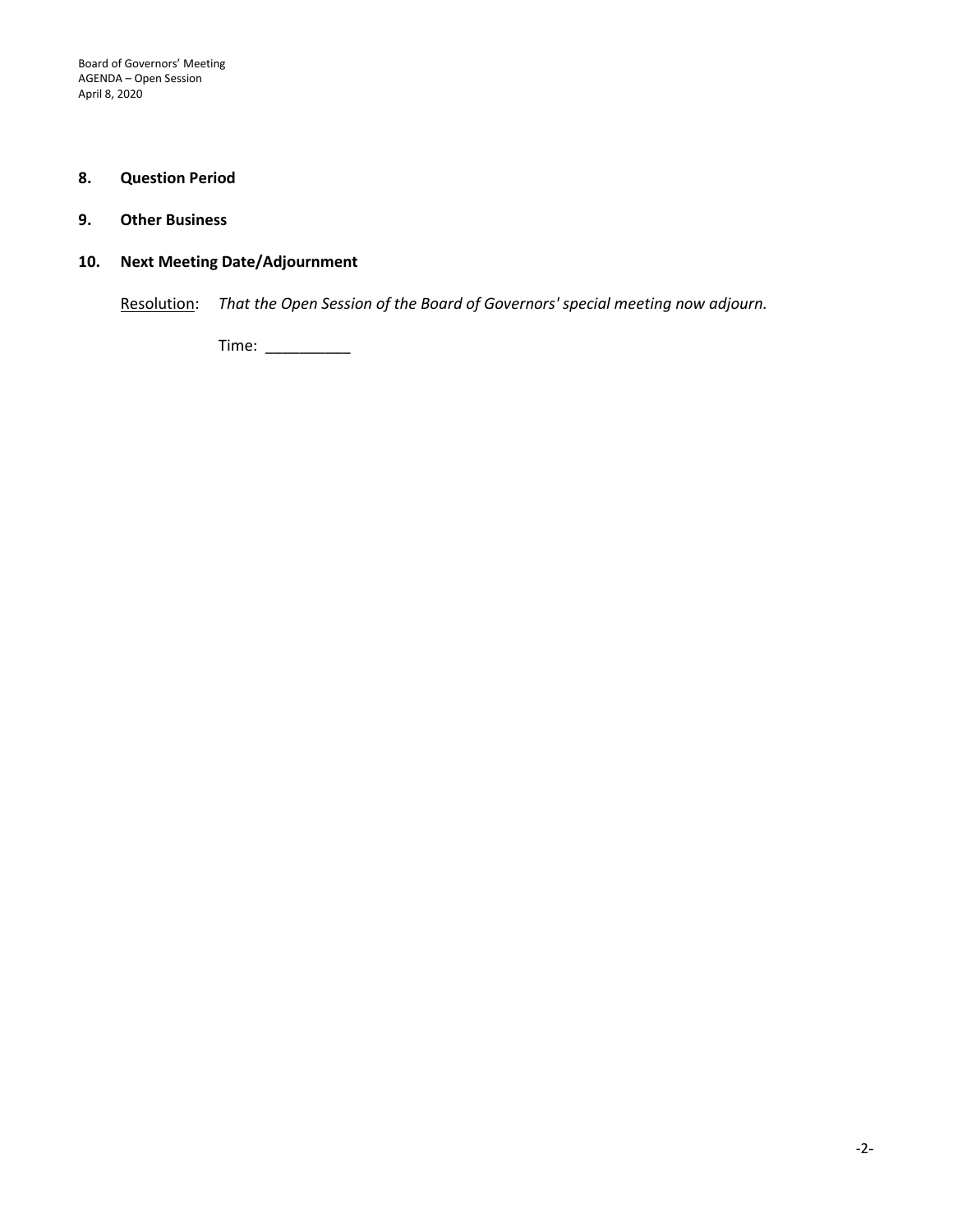## 8. Question Period

## 9. Other Business

## 10. Next Meeting Date/Adjournment

Resolution: *That the Open Session of the Board of Governors' special meeting now adjourn.*

Time: __________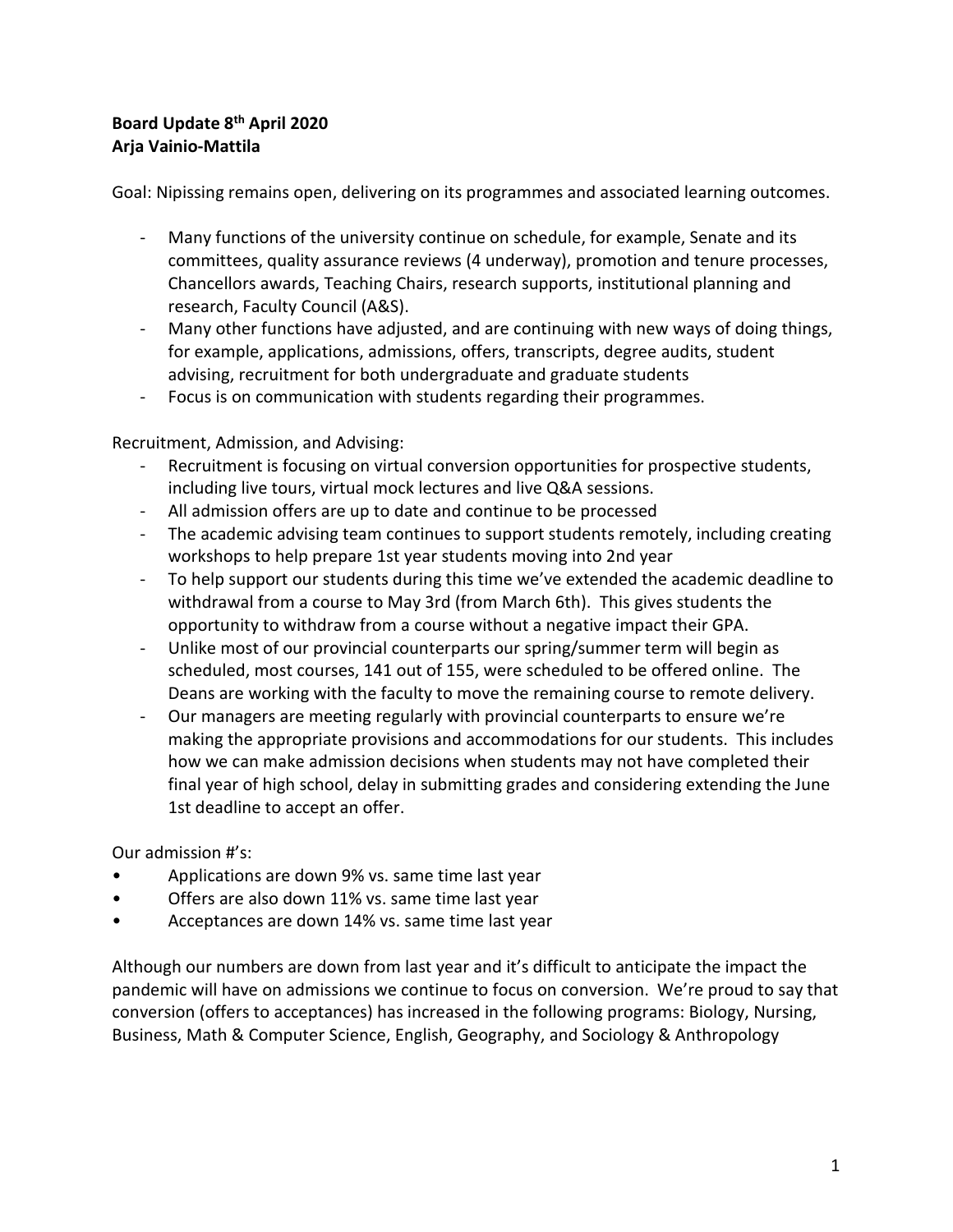**Board Update 8th April 2020**
**Arja Vainio-Mattila**

Goal: Nipissing remains open, delivering on its programmes and associated learning outcomes.

- Many functions of the university continue on schedule, for example, Senate and its committees, quality assurance reviews (4 underway), promotion and tenure processes, Chancellors awards, Teaching Chairs, research supports, institutional planning and research, Faculty Council (A&S).
- Many other functions have adjusted, and are continuing with new ways of doing things, for example, applications, admissions, offers, transcripts, degree audits, student advising, recruitment for both undergraduate and graduate students
- Focus is on communication with students regarding their programmes.

Recruitment, Admission, and Advising:

- Recruitment is focusing on virtual conversion opportunities for prospective students, including live tours, virtual mock lectures and live Q&A sessions.
- All admission offers are up to date and continue to be processed
- The academic advising team continues to support students remotely, including creating workshops to help prepare 1st year students moving into 2nd year
- To help support our students during this time we've extended the academic deadline to withdrawal from a course to May 3rd (from March 6th). This gives students the opportunity to withdraw from a course without a negative impact their GPA.
- Unlike most of our provincial counterparts our spring/summer term will begin as scheduled, most courses, 141 out of 155, were scheduled to be offered online. The Deans are working with the faculty to move the remaining course to remote delivery.
- Our managers are meeting regularly with provincial counterparts to ensure we're making the appropriate provisions and accommodations for our students. This includes how we can make admission decisions when students may not have completed their final year of high school, delay in submitting grades and considering extending the June 1st deadline to accept an offer.

Our admission #'s:

- Applications are down 9% vs. same time last year
- Offers are also down 11% vs. same time last year
- Acceptances are down 14% vs. same time last year

Although our numbers are down from last year and it's difficult to anticipate the impact the pandemic will have on admissions we continue to focus on conversion. We're proud to say that conversion (offers to acceptances) has increased in the following programs: Biology, Nursing, Business, Math & Computer Science, English, Geography, and Sociology & Anthropology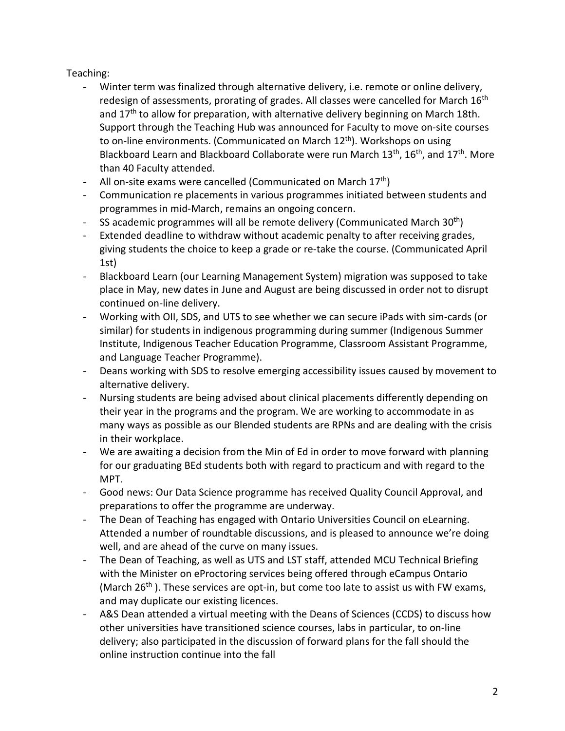Teaching:

- Winter term was finalized through alternative delivery, i.e. remote or online delivery, redesign of assessments, prorating of grades. All classes were cancelled for March 16th and 17th to allow for preparation, with alternative delivery beginning on March 18th. Support through the Teaching Hub was announced for Faculty to move on-site courses to on-line environments. (Communicated on March 12th). Workshops on using Blackboard Learn and Blackboard Collaborate were run March 13th, 16th, and 17th. More than 40 Faculty attended.
- All on-site exams were cancelled (Communicated on March 17th)
- Communication re placements in various programmes initiated between students and programmes in mid-March, remains an ongoing concern.
- SS academic programmes will all be remote delivery (Communicated March 30th)
- Extended deadline to withdraw without academic penalty to after receiving grades, giving students the choice to keep a grade or re-take the course. (Communicated April 1st)
- Blackboard Learn (our Learning Management System) migration was supposed to take place in May, new dates in June and August are being discussed in order not to disrupt continued on-line delivery.
- Working with OII, SDS, and UTS to see whether we can secure iPads with sim-cards (or similar) for students in indigenous programming during summer (Indigenous Summer Institute, Indigenous Teacher Education Programme, Classroom Assistant Programme, and Language Teacher Programme).
- Deans working with SDS to resolve emerging accessibility issues caused by movement to alternative delivery.
- Nursing students are being advised about clinical placements differently depending on their year in the programs and the program. We are working to accommodate in as many ways as possible as our Blended students are RPNs and are dealing with the crisis in their workplace.
- We are awaiting a decision from the Min of Ed in order to move forward with planning for our graduating BEd students both with regard to practicum and with regard to the MPT.
- Good news: Our Data Science programme has received Quality Council Approval, and preparations to offer the programme are underway.
- The Dean of Teaching has engaged with Ontario Universities Council on eLearning. Attended a number of roundtable discussions, and is pleased to announce we're doing well, and are ahead of the curve on many issues.
- The Dean of Teaching, as well as UTS and LST staff, attended MCU Technical Briefing with the Minister on eProctoring services being offered through eCampus Ontario (March 26th ). These services are opt-in, but come too late to assist us with FW exams, and may duplicate our existing licences.
- A&S Dean attended a virtual meeting with the Deans of Sciences (CCDS) to discuss how other universities have transitioned science courses, labs in particular, to on-line delivery; also participated in the discussion of forward plans for the fall should the online instruction continue into the fall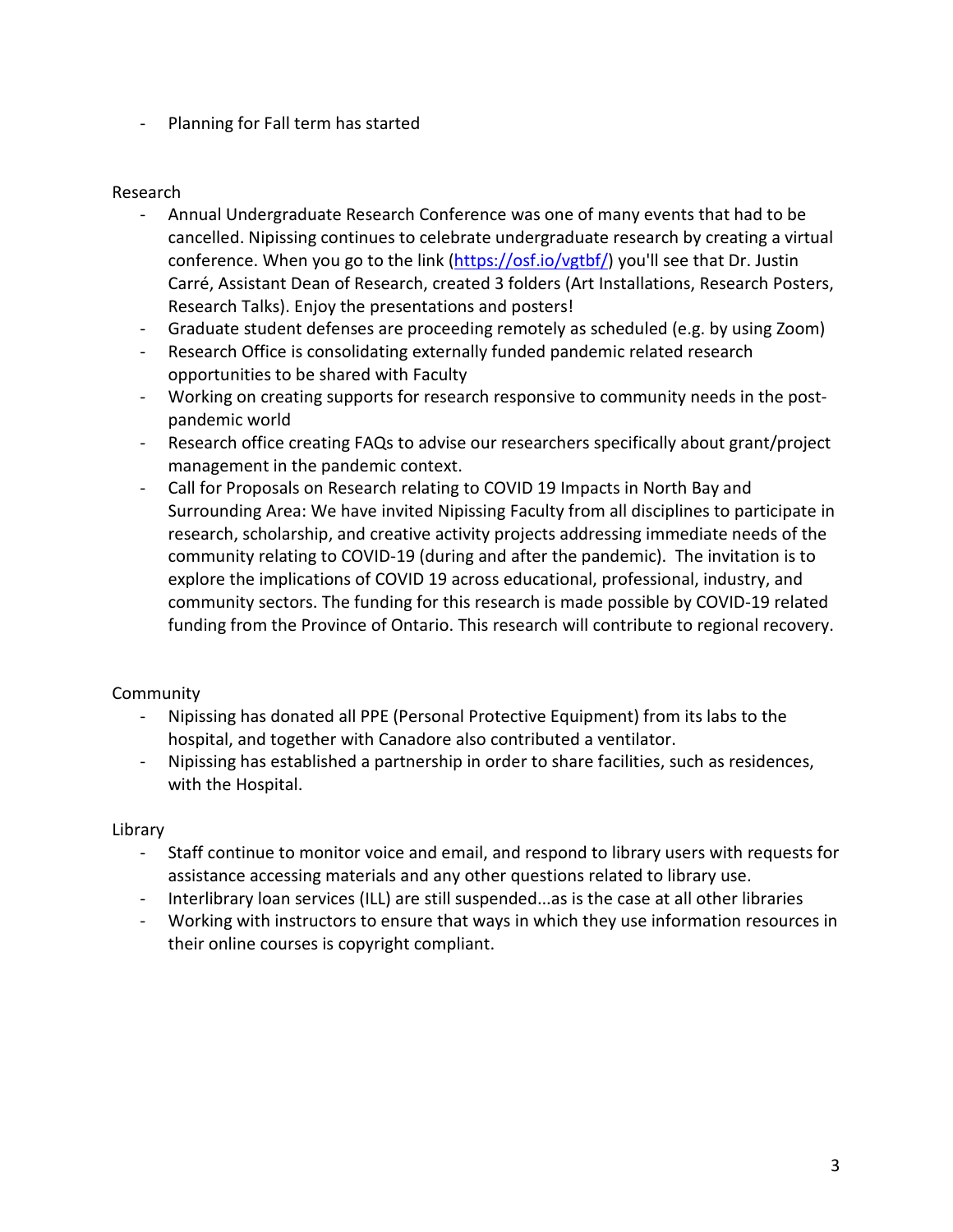- Planning for Fall term has started

Research

- Annual Undergraduate Research Conference was one of many events that had to be cancelled. Nipissing continues to celebrate undergraduate research by creating a virtual conference. When you go to the link (https://osf.io/vgtbf/) you'll see that Dr. Justin Carré, Assistant Dean of Research, created 3 folders (Art Installations, Research Posters, Research Talks). Enjoy the presentations and posters!
- Graduate student defenses are proceeding remotely as scheduled (e.g. by using Zoom)
- Research Office is consolidating externally funded pandemic related research opportunities to be shared with Faculty
- Working on creating supports for research responsive to community needs in the post-pandemic world
- Research office creating FAQs to advise our researchers specifically about grant/project management in the pandemic context.
- Call for Proposals on Research relating to COVID 19 Impacts in North Bay and Surrounding Area: We have invited Nipissing Faculty from all disciplines to participate in research, scholarship, and creative activity projects addressing immediate needs of the community relating to COVID-19 (during and after the pandemic). The invitation is to explore the implications of COVID 19 across educational, professional, industry, and community sectors. The funding for this research is made possible by COVID-19 related funding from the Province of Ontario. This research will contribute to regional recovery.

Community

- Nipissing has donated all PPE (Personal Protective Equipment) from its labs to the hospital, and together with Canadore also contributed a ventilator.
- Nipissing has established a partnership in order to share facilities, such as residences, with the Hospital.

Library

- Staff continue to monitor voice and email, and respond to library users with requests for assistance accessing materials and any other questions related to library use.
- Interlibrary loan services (ILL) are still suspended...as is the case at all other libraries
- Working with instructors to ensure that ways in which they use information resources in their online courses is copyright compliant.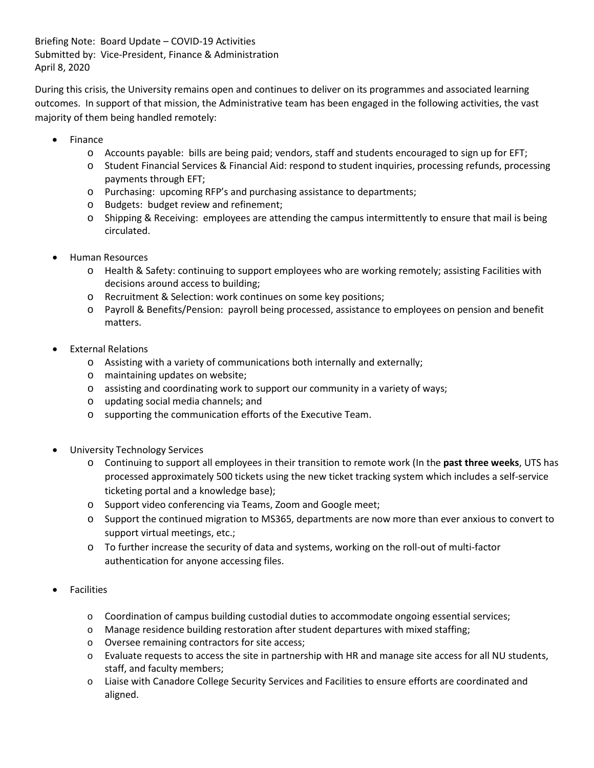Briefing Note: Board Update – COVID-19 Activities
Submitted by: Vice-President, Finance & Administration
April 8, 2020

During this crisis, the University remains open and continues to deliver on its programmes and associated learning outcomes. In support of that mission, the Administrative team has been engaged in the following activities, the vast majority of them being handled remotely:

- Finance
  - Accounts payable: bills are being paid; vendors, staff and students encouraged to sign up for EFT;
  - Student Financial Services & Financial Aid: respond to student inquiries, processing refunds, processing payments through EFT;
  - Purchasing: upcoming RFP's and purchasing assistance to departments;
  - Budgets: budget review and refinement;
  - Shipping & Receiving: employees are attending the campus intermittently to ensure that mail is being circulated.

- Human Resources
  - Health & Safety: continuing to support employees who are working remotely; assisting Facilities with decisions around access to building;
  - Recruitment & Selection: work continues on some key positions;
  - Payroll & Benefits/Pension: payroll being processed, assistance to employees on pension and benefit matters.

- External Relations
  - Assisting with a variety of communications both internally and externally;
  - maintaining updates on website;
  - assisting and coordinating work to support our community in a variety of ways;
  - updating social media channels; and
  - supporting the communication efforts of the Executive Team.

- University Technology Services
  - Continuing to support all employees in their transition to remote work (In the **past three weeks**, UTS has processed approximately 500 tickets using the new ticket tracking system which includes a self-service ticketing portal and a knowledge base);
  - Support video conferencing via Teams, Zoom and Google meet;
  - Support the continued migration to MS365, departments are now more than ever anxious to convert to support virtual meetings, etc.;
  - To further increase the security of data and systems, working on the roll-out of multi-factor authentication for anyone accessing files.

- Facilities
  - Coordination of campus building custodial duties to accommodate ongoing essential services;
  - Manage residence building restoration after student departures with mixed staffing;
  - Oversee remaining contractors for site access;
  - Evaluate requests to access the site in partnership with HR and manage site access for all NU students, staff, and faculty members;
  - Liaise with Canadore College Security Services and Facilities to ensure efforts are coordinated and aligned.